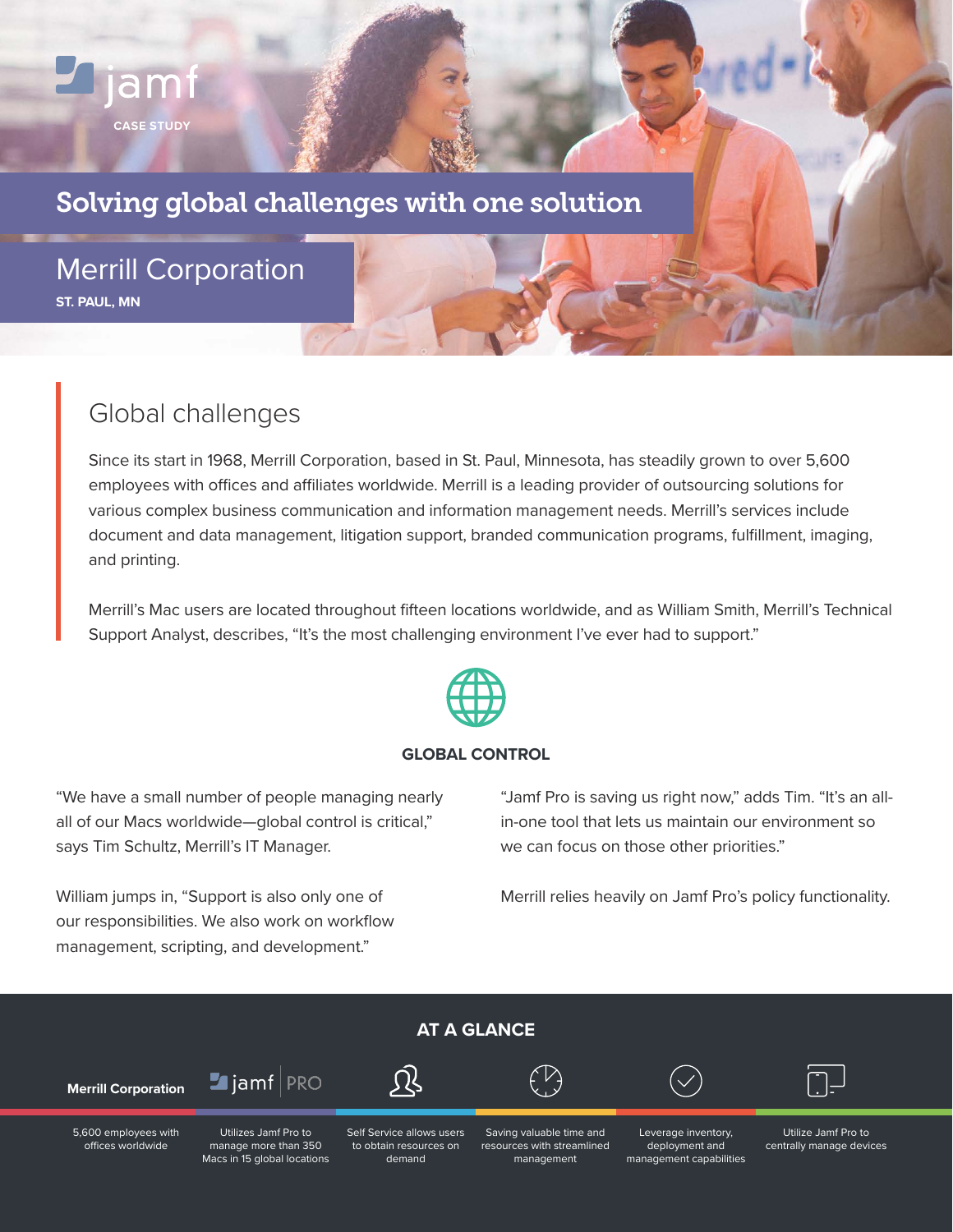jamf

CASE STUDY

# Solving global challenges with one solution

## Merrill Corporation

**ST. PAUL, MN**

## Global challenges

Since its start in 1968, Merrill Corporation, based in St. Paul, Minnesota, has steadily grown to over 5,600 employees with offices and affiliates worldwide. Merrill is a leading provider of outsourcing solutions for various complex business communication and information management needs. Merrill's services include document and data management, litigation support, branded communication programs, fulfillment, imaging, and printing.

Merrill's Mac users are located throughout fifteen locations worldwide, and as William Smith, Merrill's Technical Support Analyst, describes, "It's the most challenging environment I've ever had to support."

**GLOBAL CONTROL**

"We have a small number of people managing nearly all of our Macs worldwide—global control is critical," says Tim Schultz, Merrill's IT Manager.

William jumps in, "Support is also only one of our responsibilities. We also work on workflow management, scripting, and development."

"Jamf Pro is saving us right now," adds Tim. "It's an all-in-one tool that lets us maintain our environment so we can focus on those other priorities."

Merrill relies heavily on Jamf Pro's policy functionality.

## AT A GLANCE

| Merrill Corporation | jamf PRO | | | | |
|---|---|---|---|---|---|
| 5,600 employees with offices worldwide | Utilizes Jamf Pro to manage more than 350 Macs in 15 global locations | Self Service allows users to obtain resources on demand | Saving valuable time and resources with streamlined management | Leverage inventory, deployment and management capabilities | Utilize Jamf Pro to centrally manage devices |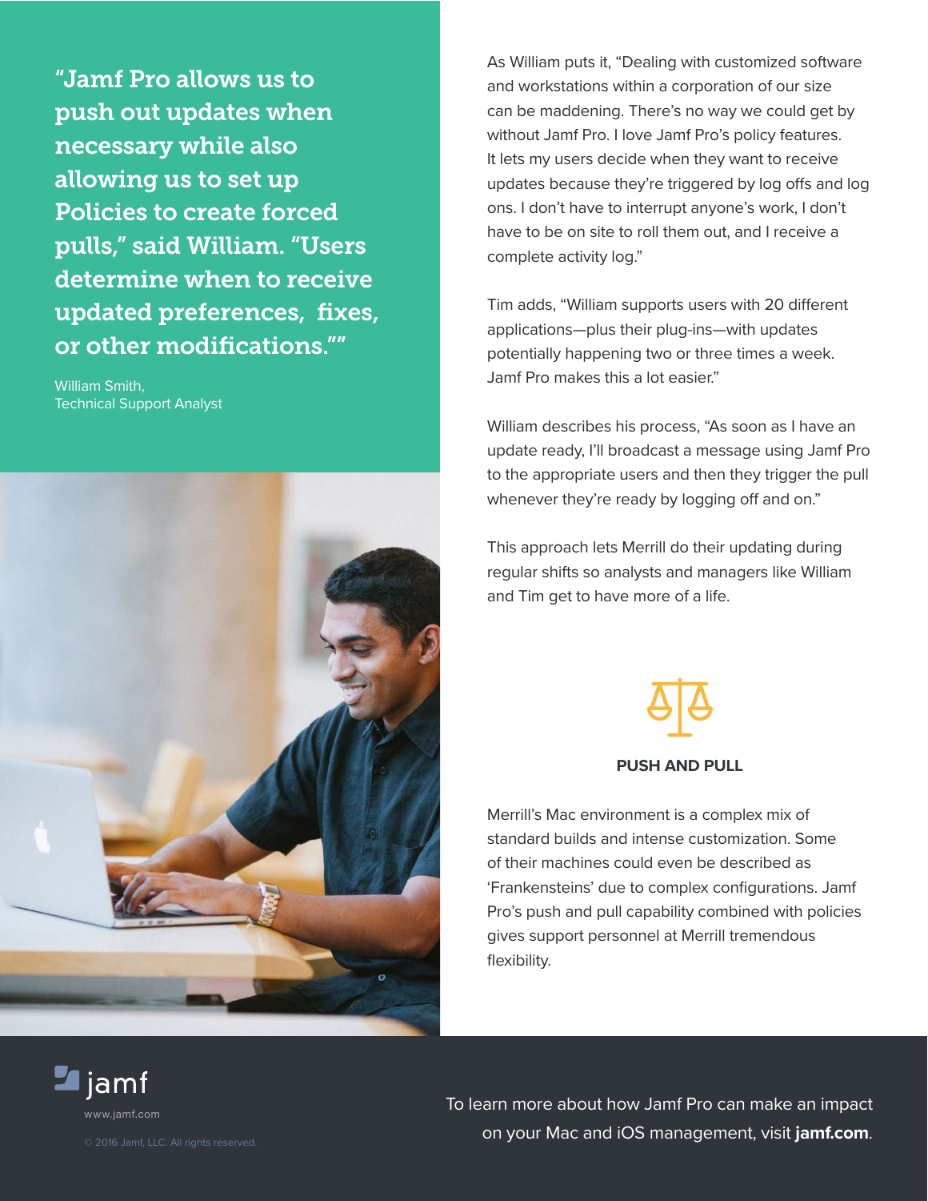"Jamf Pro allows us to push out updates when necessary while also allowing us to set up Policies to create forced pulls," said William. "Users determine when to receive updated preferences, fixes, or other modifications.""

William Smith,
Technical Support Analyst

As William puts it, "Dealing with customized software and workstations within a corporation of our size can be maddening. There's no way we could get by without Jamf Pro. I love Jamf Pro's policy features. It lets my users decide when they want to receive updates because they're triggered by log offs and log ons. I don't have to interrupt anyone's work, I don't have to be on site to roll them out, and I receive a complete activity log."

Tim adds, "William supports users with 20 different applications—plus their plug-ins—with updates potentially happening two or three times a week. Jamf Pro makes this a lot easier."

William describes his process, "As soon as I have an update ready, I'll broadcast a message using Jamf Pro to the appropriate users and then they trigger the pull whenever they're ready by logging off and on."

This approach lets Merrill do their updating during regular shifts so analysts and managers like William and Tim get to have more of a life.

## PUSH AND PULL

Merrill's Mac environment is a complex mix of standard builds and intense customization. Some of their machines could even be described as 'Frankensteins' due to complex configurations. Jamf Pro's push and pull capability combined with policies gives support personnel at Merrill tremendous flexibility.

jamf

www.jamf.com

© 2016 Jamf, LLC. All rights reserved.

To learn more about how Jamf Pro can make an impact on your Mac and iOS management, visit **jamf.com**.